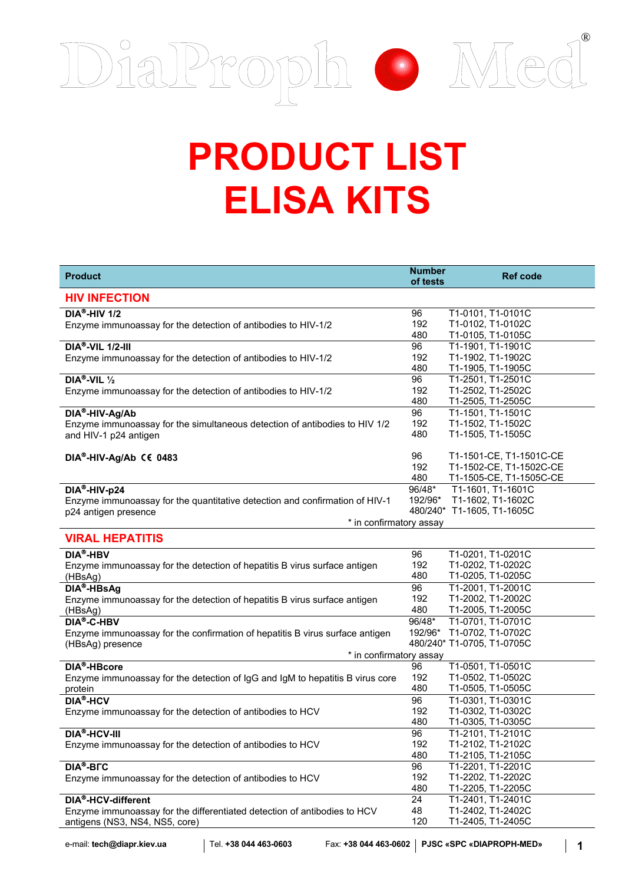DiaProph Med®

# PRODUCT LIST
# ELISA KITS

| Product | Number of tests | Ref code |
|---|---|---|
| **HIV INFECTION** | | |
| **DIA®-HIV 1/2**<br>Enzyme immunoassay for the detection of antibodies to HIV-1/2 | 96<br>192<br>480 | T1-0101, T1-0101C<br>T1-0102, T1-0102C<br>T1-0105, T1-0105C |
| **DIA®-VIL 1/2-III**<br>Enzyme immunoassay for the detection of antibodies to HIV-1/2 | 96<br>192<br>480 | T1-1901, T1-1901C<br>T1-1902, T1-1902C<br>T1-1905, T1-1905C |
| **DIA®-VIL ½**<br>Enzyme immunoassay for the detection of antibodies to HIV-1/2 | 96<br>192<br>480 | T1-2501, T1-2501C<br>T1-2502, T1-2502C<br>T1-2505, T1-2505C |
| **DIA®-HIV-Ag/Ab**<br>Enzyme immunoassay for the simultaneous detection of antibodies to HIV 1/2 and HIV-1 p24 antigen | 96<br>192<br>480 | T1-1501, T1-1501C<br>T1-1502, T1-1502C<br>T1-1505, T1-1505C |
| **DIA®-HIV-Ag/Ab CE 0483** | 96<br>192<br>480 | T1-1501-CE, T1-1501C-CE<br>T1-1502-CE, T1-1502C-CE<br>T1-1505-CE, T1-1505C-CE |
| **DIA®-HIV-p24**<br>Enzyme immunoassay for the quantitative detection and confirmation of HIV-1 p24 antigen presence<br>* in confirmatory assay | 96/48*<br>192/96*<br>480/240* | T1-1601, T1-1601C<br>T1-1602, T1-1602C<br>T1-1605, T1-1605C |
| **VIRAL HEPATITIS** | | |
| **DIA®-HBV**<br>Enzyme immunoassay for the detection of hepatitis B virus surface antigen (HBsAg) | 96<br>192<br>480 | T1-0201, T1-0201C<br>T1-0202, T1-0202C<br>T1-0205, T1-0205C |
| **DIA®-HBsAg**<br>Enzyme immunoassay for the detection of hepatitis B virus surface antigen (HBsAg) | 96<br>192<br>480 | T1-2001, T1-2001C<br>T1-2002, T1-2002C<br>T1-2005, T1-2005C |
| **DIA®-C-HBV**<br>Enzyme immunoassay for the confirmation of hepatitis B virus surface antigen (HBsAg) presence<br>* in confirmatory assay | 96/48*<br>192/96*<br>480/240* | T1-0701, T1-0701C<br>T1-0702, T1-0702C<br>T1-0705, T1-0705C |
| **DIA®-HBcore**<br>Enzyme immunoassay for the detection of IgG and IgM to hepatitis B virus core protein | 96<br>192<br>480 | T1-0501, T1-0501C<br>T1-0502, T1-0502C<br>T1-0505, T1-0505C |
| **DIA®-HCV**<br>Enzyme immunoassay for the detection of antibodies to HCV | 96<br>192<br>480 | T1-0301, T1-0301C<br>T1-0302, T1-0302C<br>T1-0305, T1-0305C |
| **DIA®-HCV-III**<br>Enzyme immunoassay for the detection of antibodies to HCV | 96<br>192<br>480 | T1-2101, T1-2101C<br>T1-2102, T1-2102C<br>T1-2105, T1-2105C |
| **DIA®-ВГС**<br>Enzyme immunoassay for the detection of antibodies to HCV | 96<br>192<br>480 | T1-2201, T1-2201C<br>T1-2202, T1-2202C<br>T1-2205, T1-2205C |
| **DIA®-HCV-different**<br>Enzyme immunoassay for the differentiated detection of antibodies to HCV antigens (NS3, NS4, NS5, core) | 24<br>48<br>120 | T1-2401, T1-2401C<br>T1-2402, T1-2402C<br>T1-2405, T1-2405C |

e-mail: **tech@diapr.kiev.ua** | Tel. **+38 044 463-0603** | Fax: **+38 044 463-0602** | **PJSC «SPC «DIAPROPH-MED»**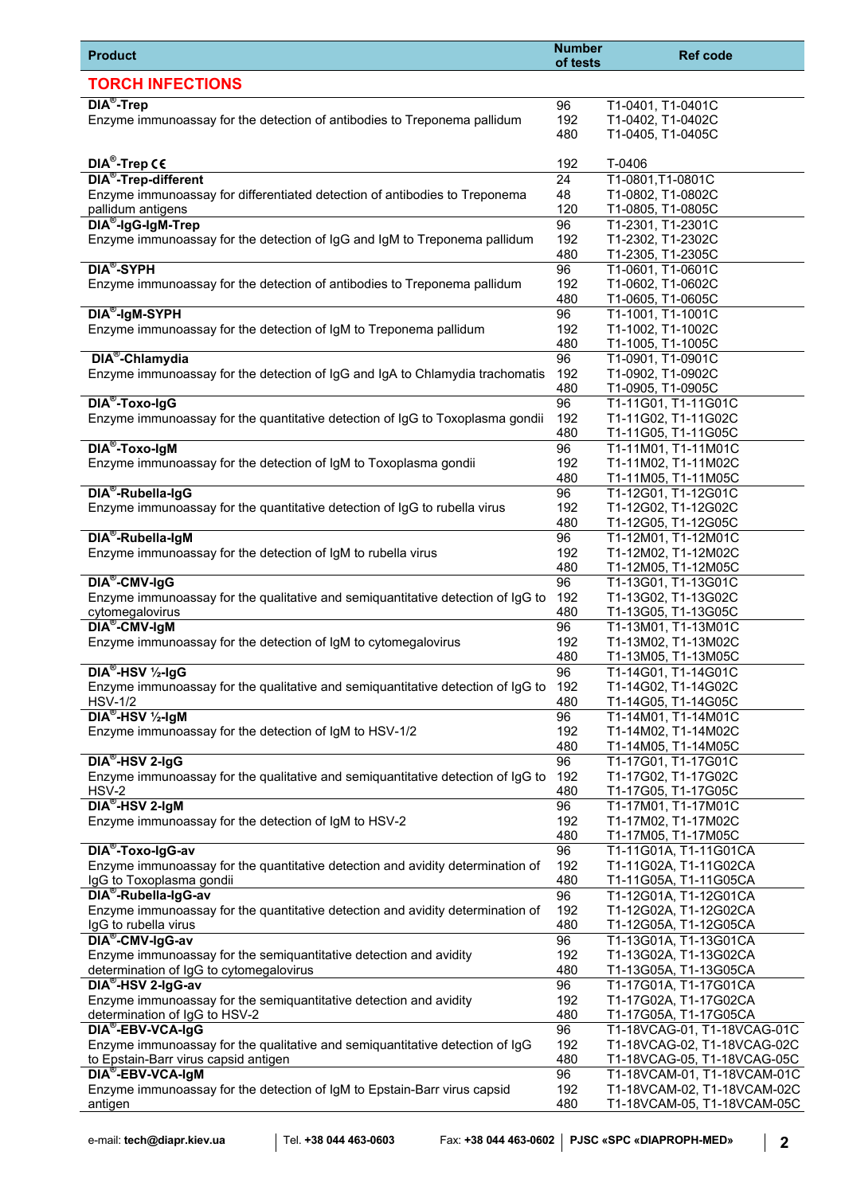| Product | Number of tests | Ref code |
|---|---|---|
| **TORCH INFECTIONS** | | |
| **DIA®-Trep**<br>Enzyme immunoassay for the detection of antibodies to Treponema pallidum | 96<br>192<br>480 | T1-0401, T1-0401C<br>T1-0402, T1-0402C<br>T1-0405, T1-0405C |
| **DIA®-Trep CE** | 192 | T-0406 |
| **DIA®-Trep-different**<br>Enzyme immunoassay for differentiated detection of antibodies to Treponema pallidum antigens | 24<br>48<br>120 | T1-0801,T1-0801C<br>T1-0802, T1-0802C<br>T1-0805, T1-0805C |
| **DIA®-IgG-IgM-Trep**<br>Enzyme immunoassay for the detection of IgG and IgM to Treponema pallidum | 96<br>192<br>480 | T1-2301, T1-2301C<br>T1-2302, T1-2302C<br>T1-2305, T1-2305C |
| **DIA®-SYPH**<br>Enzyme immunoassay for the detection of antibodies to Treponema pallidum | 96<br>192<br>480 | T1-0601, T1-0601C<br>T1-0602, T1-0602C<br>T1-0605, T1-0605C |
| **DIA®-IgM-SYPH**<br>Enzyme immunoassay for the detection of IgM to Treponema pallidum | 96<br>192<br>480 | T1-1001, T1-1001C<br>T1-1002, T1-1002C<br>T1-1005, T1-1005C |
| **DIA®-Chlamydia**<br>Enzyme immunoassay for the detection of IgG and IgA to Chlamydia trachomatis | 96<br>192<br>480 | T1-0901, T1-0901C<br>T1-0902, T1-0902C<br>T1-0905, T1-0905C |
| **DIA®-Toxo-IgG**<br>Enzyme immunoassay for the quantitative detection of IgG to Toxoplasma gondii | 96<br>192<br>480 | T1-11G01, T1-11G01C<br>T1-11G02, T1-11G02C<br>T1-11G05, T1-11G05C |
| **DIA®-Toxo-IgM**<br>Enzyme immunoassay for the detection of IgM to Toxoplasma gondii | 96<br>192<br>480 | T1-11M01, T1-11M01C<br>T1-11M02, T1-11M02C<br>T1-11M05, T1-11M05C |
| **DIA®-Rubella-IgG**<br>Enzyme immunoassay for the quantitative detection of IgG to rubella virus | 96<br>192<br>480 | T1-12G01, T1-12G01C<br>T1-12G02, T1-12G02C<br>T1-12G05, T1-12G05C |
| **DIA®-Rubella-IgM**<br>Enzyme immunoassay for the detection of IgM to rubella virus | 96<br>192<br>480 | T1-12M01, T1-12M01C<br>T1-12M02, T1-12M02C<br>T1-12M05, T1-12M05C |
| **DIA®-CMV-IgG**<br>Enzyme immunoassay for the qualitative and semiquantitative detection of IgG to cytomegalovirus | 96<br>192<br>480 | T1-13G01, T1-13G01C<br>T1-13G02, T1-13G02C<br>T1-13G05, T1-13G05C |
| **DIA®-CMV-IgM**<br>Enzyme immunoassay for the detection of IgM to cytomegalovirus | 96<br>192<br>480 | T1-13M01, T1-13M01C<br>T1-13M02, T1-13M02C<br>T1-13M05, T1-13M05C |
| **DIA®-HSV ½-IgG**<br>Enzyme immunoassay for the qualitative and semiquantitative detection of IgG to HSV-1/2 | 96<br>192<br>480 | T1-14G01, T1-14G01C<br>T1-14G02, T1-14G02C<br>T1-14G05, T1-14G05C |
| **DIA®-HSV ½-IgM**<br>Enzyme immunoassay for the detection of IgM to HSV-1/2 | 96<br>192<br>480 | T1-14M01, T1-14M01C<br>T1-14M02, T1-14M02C<br>T1-14M05, T1-14M05C |
| **DIA®-HSV 2-IgG**<br>Enzyme immunoassay for the qualitative and semiquantitative detection of IgG to HSV-2 | 96<br>192<br>480 | T1-17G01, T1-17G01C<br>T1-17G02, T1-17G02C<br>T1-17G05, T1-17G05C |
| **DIA®-HSV 2-IgM**<br>Enzyme immunoassay for the detection of IgM to HSV-2 | 96<br>192<br>480 | T1-17M01, T1-17M01C<br>T1-17M02, T1-17M02C<br>T1-17M05, T1-17M05C |
| **DIA®-Toxo-IgG-av**<br>Enzyme immunoassay for the quantitative detection and avidity determination of IgG to Toxoplasma gondii | 96<br>192<br>480 | T1-11G01A, T1-11G01CA<br>T1-11G02A, T1-11G02CA<br>T1-11G05A, T1-11G05CA |
| **DIA®-Rubella-IgG-av**<br>Enzyme immunoassay for the quantitative detection and avidity determination of IgG to rubella virus | 96<br>192<br>480 | T1-12G01A, T1-12G01CA<br>T1-12G02A, T1-12G02CA<br>T1-12G05A, T1-12G05CA |
| **DIA®-CMV-IgG-av**<br>Enzyme immunoassay for the semiquantitative detection and avidity determination of IgG to cytomegalovirus | 96<br>192<br>480 | T1-13G01A, T1-13G01CA<br>T1-13G02A, T1-13G02CA<br>T1-13G05A, T1-13G05CA |
| **DIA®-HSV 2-IgG-av**<br>Enzyme immunoassay for the semiquantitative detection and avidity determination of IgG to HSV-2 | 96<br>192<br>480 | T1-17G01A, T1-17G01CA<br>T1-17G02A, T1-17G02CA<br>T1-17G05A, T1-17G05CA |
| **DIA®-EBV-VCA-IgG**<br>Enzyme immunoassay for the qualitative and semiquantitative detection of IgG to Epstain-Barr virus capsid antigen | 96<br>192<br>480 | T1-18VCAG-01, T1-18VCAG-01C<br>T1-18VCAG-02, T1-18VCAG-02C<br>T1-18VCAG-05, T1-18VCAG-05C |
| **DIA®-EBV-VCA-IgM**<br>Enzyme immunoassay for the detection of IgM to Epstain-Barr virus capsid antigen | 96<br>192<br>480 | T1-18VCAM-01, T1-18VCAM-01C<br>T1-18VCAM-02, T1-18VCAM-02C<br>T1-18VCAM-05, T1-18VCAM-05C |

e-mail: **tech@diapr.kiev.ua** | Tel. **+38 044 463-0603** | Fax: **+38 044 463-0602** | **PJSC «SPC «DIAPROPH-MED»**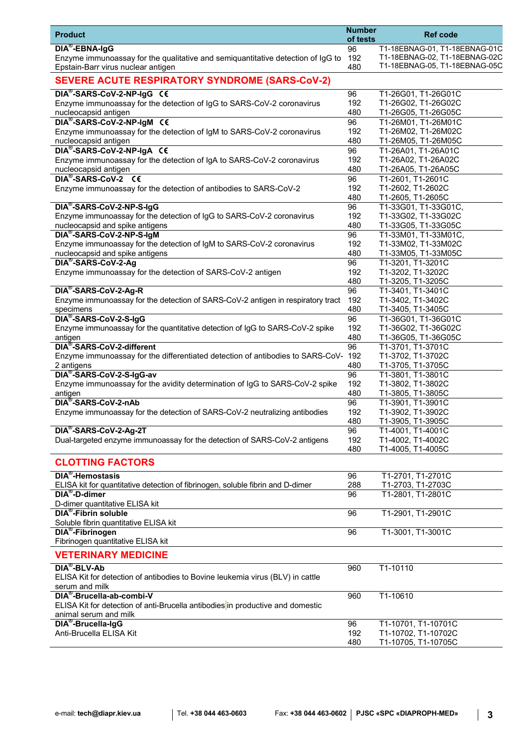| Product | Number of tests | Ref code |
|---|---|---|
| **DIA®-EBNA-IgG**<br>Enzyme immunoassay for the qualitative and semiquantitative detection of IgG to Epstain-Barr virus nuclear antigen | 96<br>192<br>480 | T1-18EBNAG-01, T1-18EBNAG-01C<br>T1-18EBNAG-02, T1-18EBNAG-02C<br>T1-18EBNAG-05, T1-18EBNAG-05C |

## SEVERE ACUTE RESPIRATORY SYNDROME (SARS-CoV-2)

| Product | Number of tests | Ref code |
|---|---|---|
| **DIA®-SARS-CoV-2-NP-IgG** CE<br>Enzyme immunoassay for the detection of IgG to SARS-CoV-2 coronavirus nucleocapsid antigen | 96<br>192<br>480 | T1-26G01, T1-26G01C<br>T1-26G02, T1-26G02C<br>T1-26G05, T1-26G05C |
| **DIA®-SARS-CoV-2-NP-IgM** CE<br>Enzyme immunoassay for the detection of IgM to SARS-CoV-2 coronavirus nucleocapsid antigen | 96<br>192<br>480 | T1-26M01, T1-26M01C<br>T1-26M02, T1-26M02C<br>T1-26M05, T1-26M05C |
| **DIA®-SARS-CoV-2-NP-IgA** CE<br>Enzyme immunoassay for the detection of IgA to SARS-CoV-2 coronavirus nucleocapsid antigen | 96<br>192<br>480 | T1-26A01, T1-26A01C<br>T1-26A02, T1-26A02C<br>T1-26A05, T1-26A05C |
| **DIA®-SARS-CoV-2** CE<br>Enzyme immunoassay for the detection of antibodies to SARS-CoV-2 | 96<br>192<br>480 | T1-2601, T1-2601C<br>T1-2602, T1-2602C<br>T1-2605, T1-2605C |
| **DIA®-SARS-CoV-2-NP-S-IgG**<br>Enzyme immunoassay for the detection of IgG to SARS-CoV-2 coronavirus nucleocapsid and spike antigens | 96<br>192<br>480 | T1-33G01, T1-33G01C,<br>T1-33G02, T1-33G02C<br>T1-33G05, T1-33G05C |
| **DIA®-SARS-CoV-2-NP-S-IgM**<br>Enzyme immunoassay for the detection of IgM to SARS-CoV-2 coronavirus nucleocapsid and spike antigens | 96<br>192<br>480 | T1-33M01, T1-33M01C,<br>T1-33M02, T1-33M02C<br>T1-33M05, T1-33M05C |
| **DIA®-SARS-CoV-2-Ag**<br>Enzyme immunoassay for the detection of SARS-CoV-2 antigen | 96<br>192<br>480 | T1-3201, T1-3201C<br>T1-3202, T1-3202C<br>T1-3205, T1-3205C |
| **DIA®-SARS-CoV-2-Ag-R**<br>Enzyme immunoassay for the detection of SARS-CoV-2 antigen in respiratory tract specimens | 96<br>192<br>480 | T1-3401, T1-3401C<br>T1-3402, T1-3402C<br>T1-3405, T1-3405C |
| **DIA®-SARS-CoV-2-S-IgG**<br>Enzyme immunoassay for the quantitative detection of IgG to SARS-CoV-2 spike antigen | 96<br>192<br>480 | T1-36G01, T1-36G01C<br>T1-36G02, T1-36G02C<br>T1-36G05, T1-36G05C |
| **DIA®-SARS-CoV-2-different**<br>Enzyme immunoassay for the differentiated detection of antibodies to SARS-CoV-2 antigens | 96<br>192<br>480 | T1-3701, T1-3701C<br>T1-3702, T1-3702C<br>T1-3705, T1-3705C |
| **DIA®-SARS-CoV-2-S-IgG-av**<br>Enzyme immunoassay for the avidity determination of IgG to SARS-CoV-2 spike antigen | 96<br>192<br>480 | T1-3801, T1-3801C<br>T1-3802, T1-3802C<br>T1-3805, T1-3805C |
| **DIA®-SARS-CoV-2-nAb**<br>Enzyme immunoassay for the detection of SARS-CoV-2 neutralizing antibodies | 96<br>192<br>480 | T1-3901, T1-3901C<br>T1-3902, T1-3902C<br>T1-3905, T1-3905C |
| **DIA®-SARS-CoV-2-Ag-2T**<br>Dual-targeted enzyme immunoassay for the detection of SARS-CoV-2 antigens | 96<br>192<br>480 | T1-4001, T1-4001C<br>T1-4002, T1-4002C<br>T1-4005, T1-4005C |

## CLOTTING FACTORS

| Product | Number of tests | Ref code |
|---|---|---|
| **DIA®-Hemostasis**<br>ELISA kit for quantitative detection of fibrinogen, soluble fibrin and D-dimer | 96<br>288 | T1-2701, T1-2701C<br>T1-2703, T1-2703C |
| **DIA®-D-dimer**<br>D-dimer quantitative ELISA kit | 96 | T1-2801, T1-2801C |
| **DIA®-Fibrin soluble**<br>Soluble fibrin quantitative ELISA kit | 96 | T1-2901, T1-2901C |
| **DIA®-Fibrinogen**<br>Fibrinogen quantitative ELISA kit | 96 | T1-3001, T1-3001C |

## VETERINARY MEDICINE

| Product | Number of tests | Ref code |
|---|---|---|
| **DIA®-BLV-Ab**<br>ELISA Kit for detection of antibodies to Bovine leukemia virus (BLV) in cattle serum and milk | 960 | T1-10110 |
| **DIA®-Brucella-ab-combi-V**<br>ELISA Kit for detection of anti-Brucella antibodies in productive and domestic animal serum and milk | 960 | T1-10610 |
| **DIA®-Brucella-IgG**<br>Anti-Brucella ELISA Kit | 96<br>192<br>480 | T1-10701, T1-10701C<br>T1-10702, T1-10702C<br>T1-10705, T1-10705C |

e-mail: **tech@diapr.kiev.ua** | Tel. **+38 044 463-0603** | Fax: **+38 044 463-0602** | **PJSC «SPC «DIAPROPH-MED»**